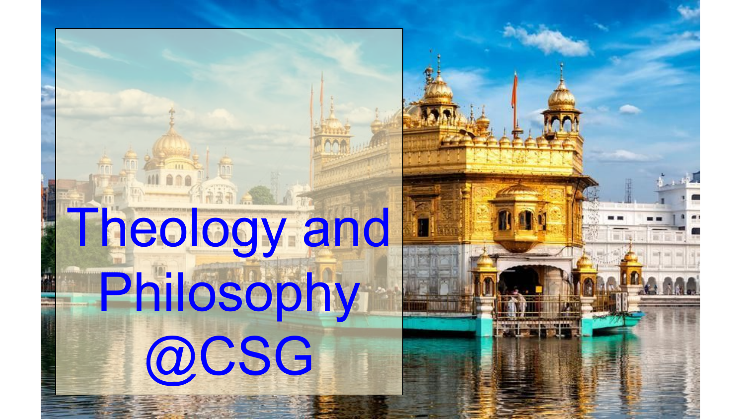# Theology and Philosophy @CSG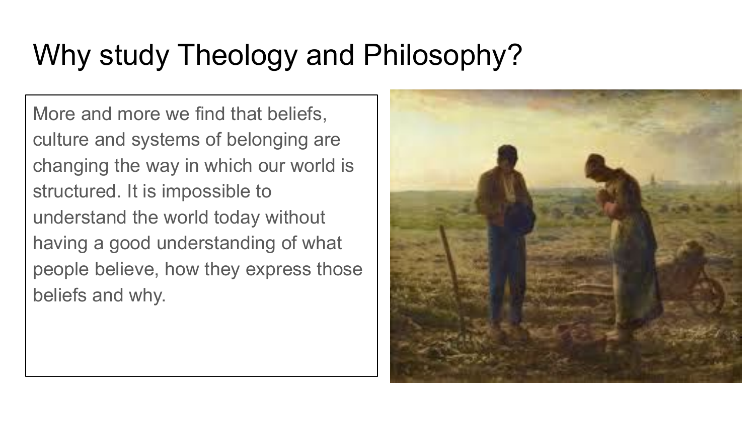# Why study Theology and Philosophy?

More and more we find that beliefs, culture and systems of belonging are changing the way in which our world is structured. It is impossible to understand the world today without having a good understanding of what people believe, how they express those beliefs and why.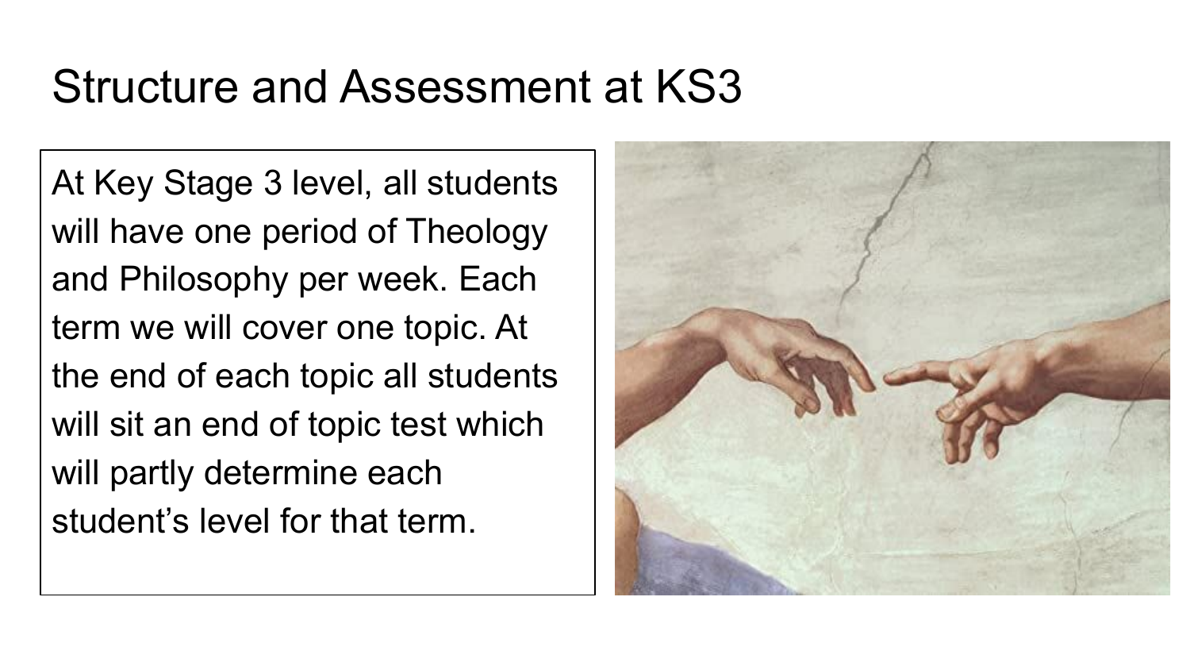# Structure and Assessment at KS3

At Key Stage 3 level, all students will have one period of Theology and Philosophy per week. Each term we will cover one topic. At the end of each topic all students will sit an end of topic test which will partly determine each student's level for that term.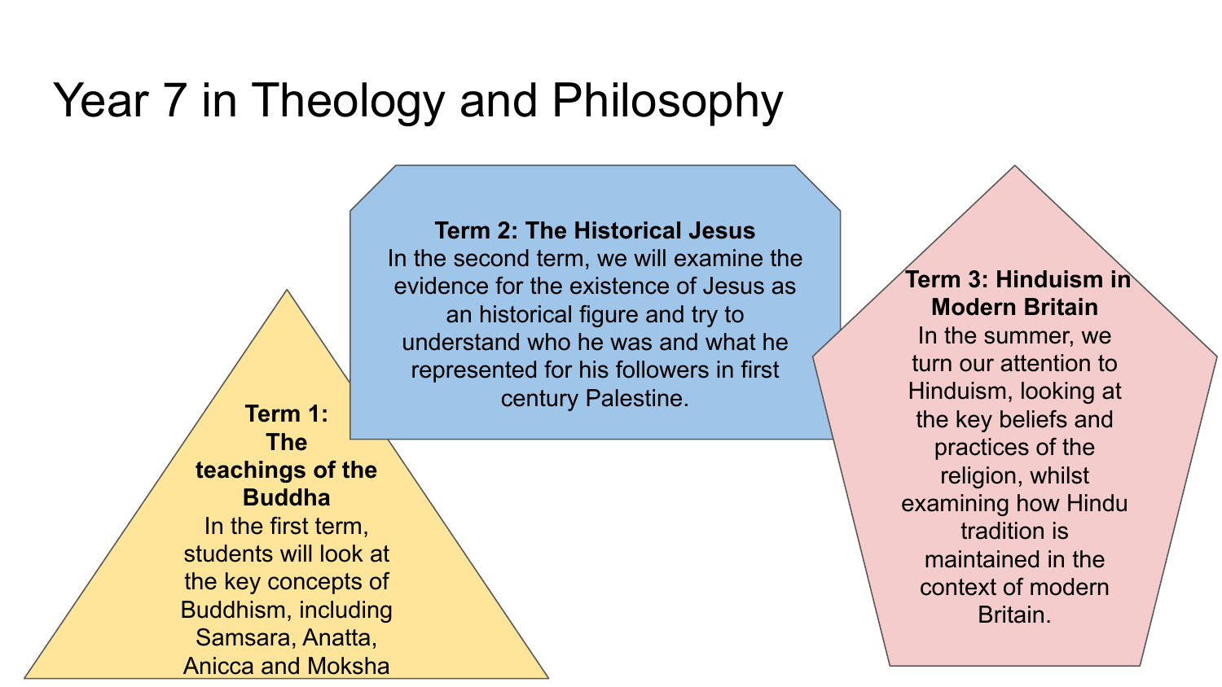# Year 7 in Theology and Philosophy

**Term 1: The teachings of the Buddha**
In the first term, students will look at the key concepts of Buddhism, including Samsara, Anatta, Anicca and Moksha

**Term 2: The Historical Jesus**
In the second term, we will examine the evidence for the existence of Jesus as an historical figure and try to understand who he was and what he represented for his followers in first century Palestine.

**Term 3: Hinduism in Modern Britain**
In the summer, we turn our attention to Hinduism, looking at the key beliefs and practices of the religion, whilst examining how Hindu tradition is maintained in the context of modern Britain.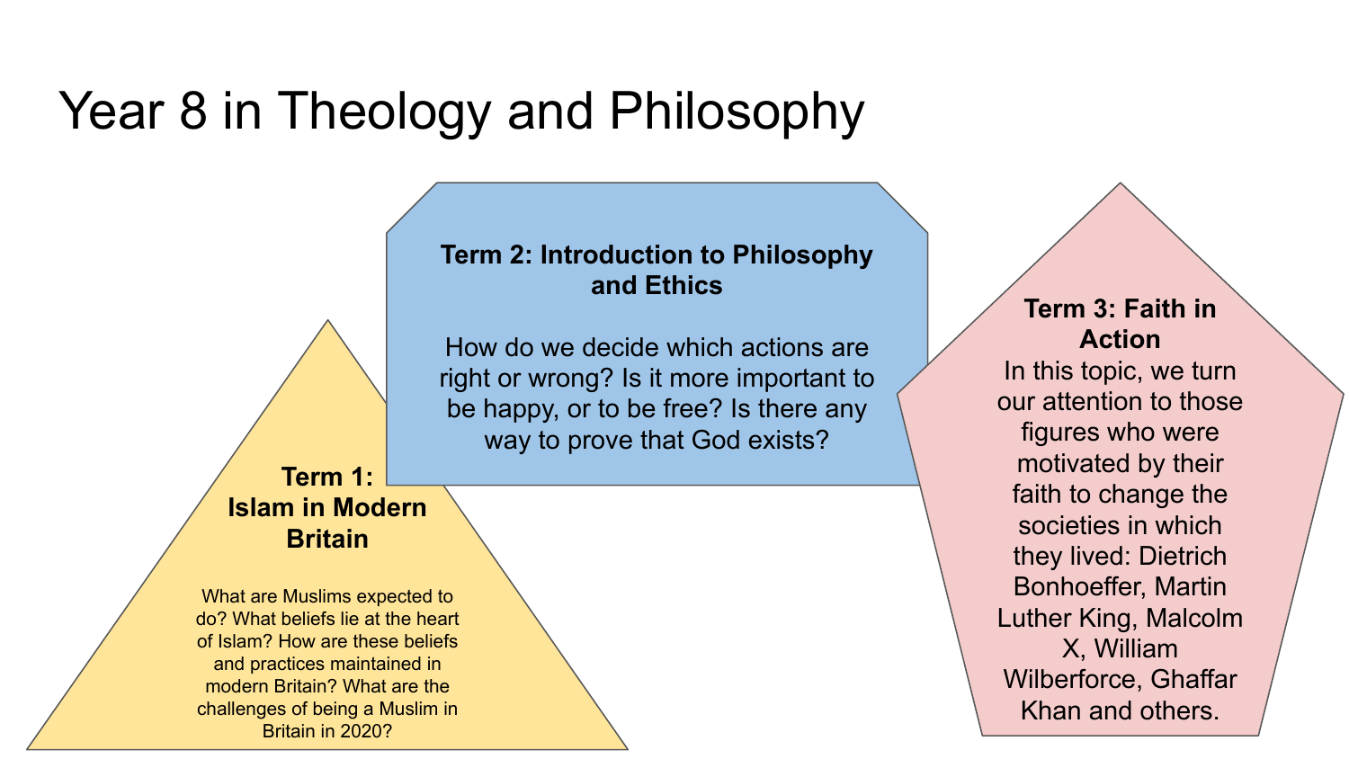# Year 8 in Theology and Philosophy

**Term 1: Islam in Modern Britain**

What are Muslims expected to do? What beliefs lie at the heart of Islam? How are these beliefs and practices maintained in modern Britain? What are the challenges of being a Muslim in Britain in 2020?

**Term 2: Introduction to Philosophy and Ethics**

How do we decide which actions are right or wrong? Is it more important to be happy, or to be free? Is there any way to prove that God exists?

**Term 3: Faith in Action**

In this topic, we turn our attention to those figures who were motivated by their faith to change the societies in which they lived: Dietrich Bonhoeffer, Martin Luther King, Malcolm X, William Wilberforce, Ghaffar Khan and others.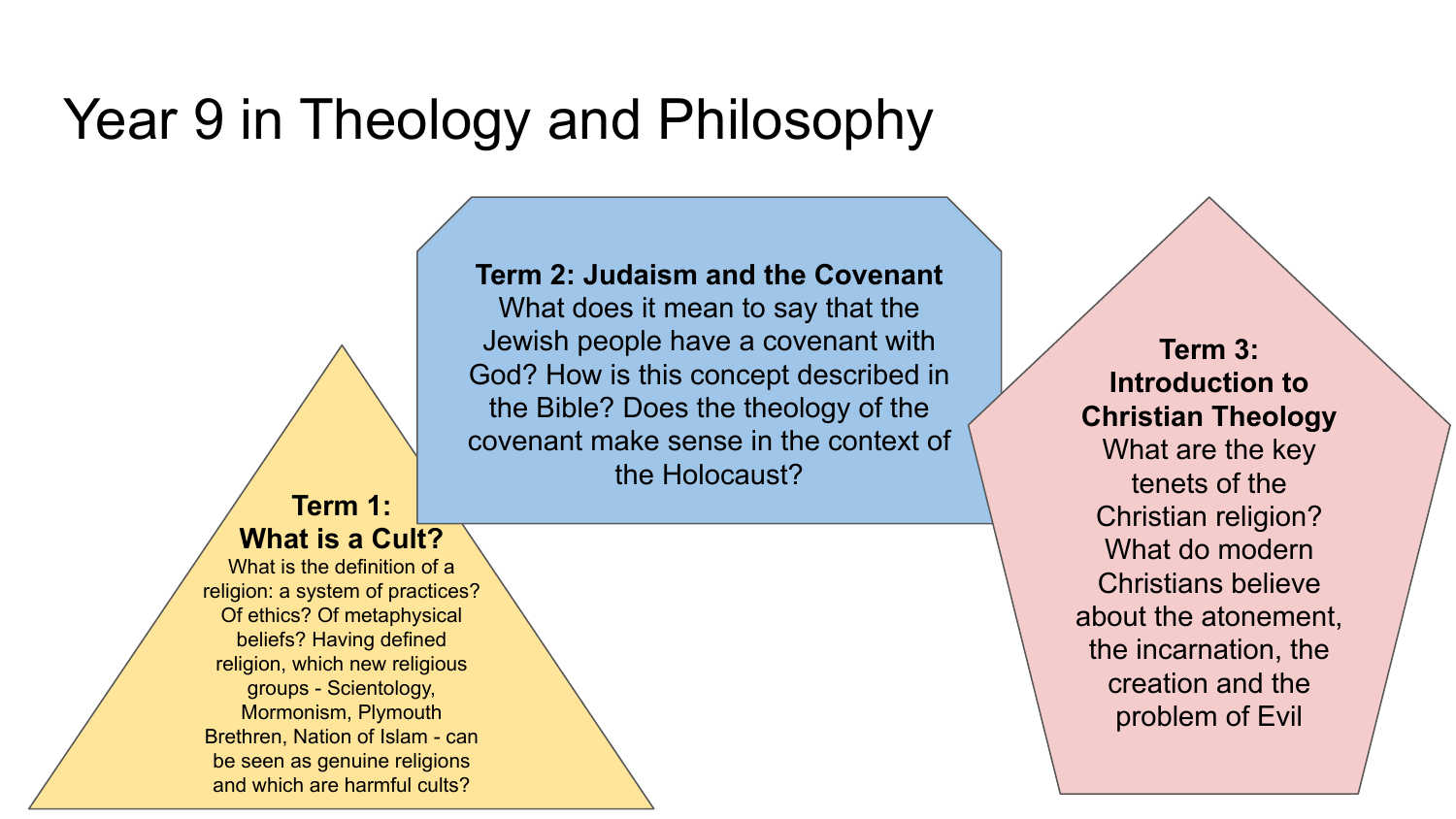# Year 9 in Theology and Philosophy

**Term 1: What is a Cult?**

What is the definition of a religion: a system of practices? Of ethics? Of metaphysical beliefs? Having defined religion, which new religious groups - Scientology, Mormonism, Plymouth Brethren, Nation of Islam - can be seen as genuine religions and which are harmful cults?

**Term 2: Judaism and the Covenant**

What does it mean to say that the Jewish people have a covenant with God? How is this concept described in the Bible? Does the theology of the covenant make sense in the context of the Holocaust?

**Term 3: Introduction to Christian Theology**

What are the key tenets of the Christian religion? What do modern Christians believe about the atonement, the incarnation, the creation and the problem of Evil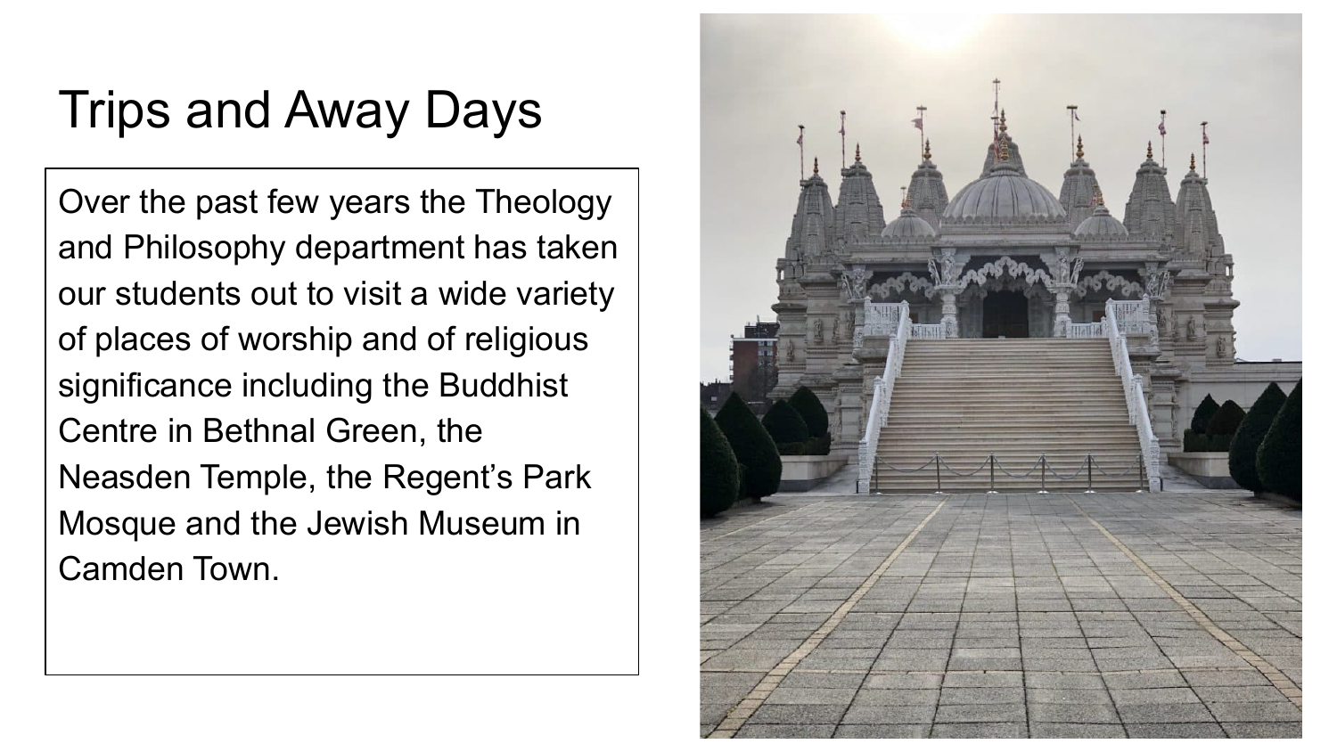# Trips and Away Days

Over the past few years the Theology and Philosophy department has taken our students out to visit a wide variety of places of worship and of religious significance including the Buddhist Centre in Bethnal Green, the Neasden Temple, the Regent's Park Mosque and the Jewish Museum in Camden Town.